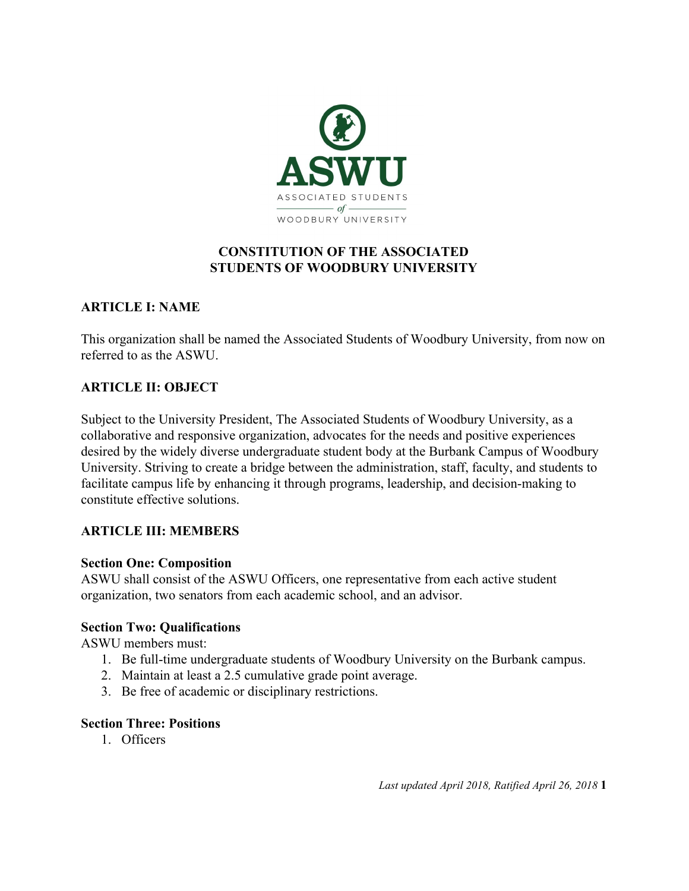# CONSTITUTION OF THE ASSOCIATED STUDENTS OF WOODBURY UNIVERSITY

## ARTICLE I: NAME

This organization shall be named the Associated Students of Woodbury University, from now on referred to as the ASWU.

## ARTICLE II: OBJECT

Subject to the University President, The Associated Students of Woodbury University, as a collaborative and responsive organization, advocates for the needs and positive experiences desired by the widely diverse undergraduate student body at the Burbank Campus of Woodbury University. Striving to create a bridge between the administration, staff, faculty, and students to facilitate campus life by enhancing it through programs, leadership, and decision-making to constitute effective solutions.

## ARTICLE III: MEMBERS

### Section One: Composition

ASWU shall consist of the ASWU Officers, one representative from each active student organization, two senators from each academic school, and an advisor.

### Section Two: Qualifications

ASWU members must:

1. Be full-time undergraduate students of Woodbury University on the Burbank campus.
2. Maintain at least a 2.5 cumulative grade point average.
3. Be free of academic or disciplinary restrictions.

### Section Three: Positions

1. Officers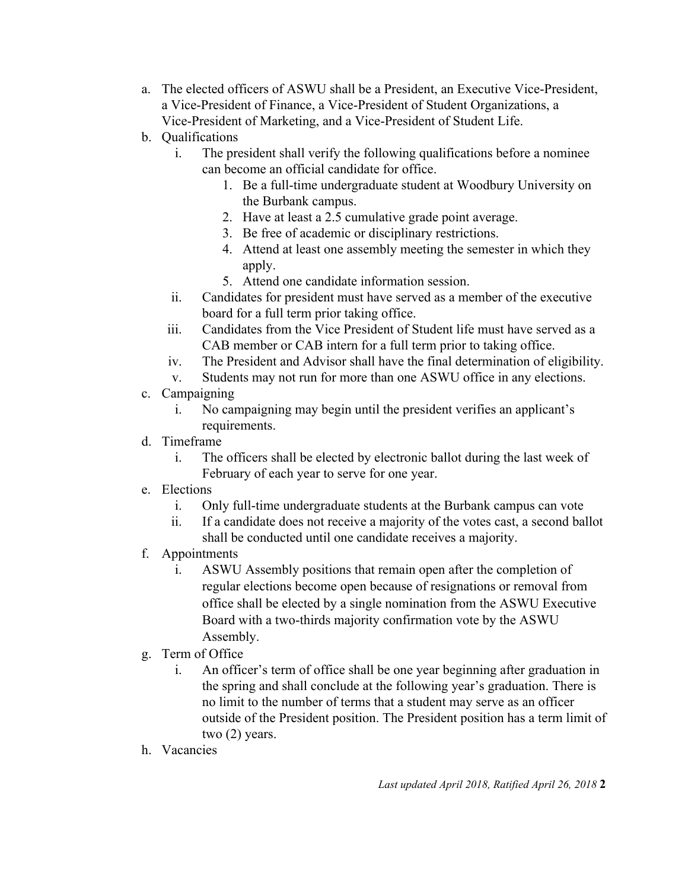a. The elected officers of ASWU shall be a President, an Executive Vice-President, a Vice-President of Finance, a Vice-President of Student Organizations, a Vice-President of Marketing, and a Vice-President of Student Life.

b. Qualifications

   i. The president shall verify the following qualifications before a nominee can become an official candidate for office.

      1. Be a full-time undergraduate student at Woodbury University on the Burbank campus.
      2. Have at least a 2.5 cumulative grade point average.
      3. Be free of academic or disciplinary restrictions.
      4. Attend at least one assembly meeting the semester in which they apply.
      5. Attend one candidate information session.

   ii. Candidates for president must have served as a member of the executive board for a full term prior taking office.

   iii. Candidates from the Vice President of Student life must have served as a CAB member or CAB intern for a full term prior to taking office.

   iv. The President and Advisor shall have the final determination of eligibility.

   v. Students may not run for more than one ASWU office in any elections.

c. Campaigning

   i. No campaigning may begin until the president verifies an applicant's requirements.

d. Timeframe

   i. The officers shall be elected by electronic ballot during the last week of February of each year to serve for one year.

e. Elections

   i. Only full-time undergraduate students at the Burbank campus can vote

   ii. If a candidate does not receive a majority of the votes cast, a second ballot shall be conducted until one candidate receives a majority.

f. Appointments

   i. ASWU Assembly positions that remain open after the completion of regular elections become open because of resignations or removal from office shall be elected by a single nomination from the ASWU Executive Board with a two-thirds majority confirmation vote by the ASWU Assembly.

g. Term of Office

   i. An officer's term of office shall be one year beginning after graduation in the spring and shall conclude at the following year's graduation. There is no limit to the number of terms that a student may serve as an officer outside of the President position. The President position has a term limit of two (2) years.

h. Vacancies

*Last updated April 2018, Ratified April 26, 2018*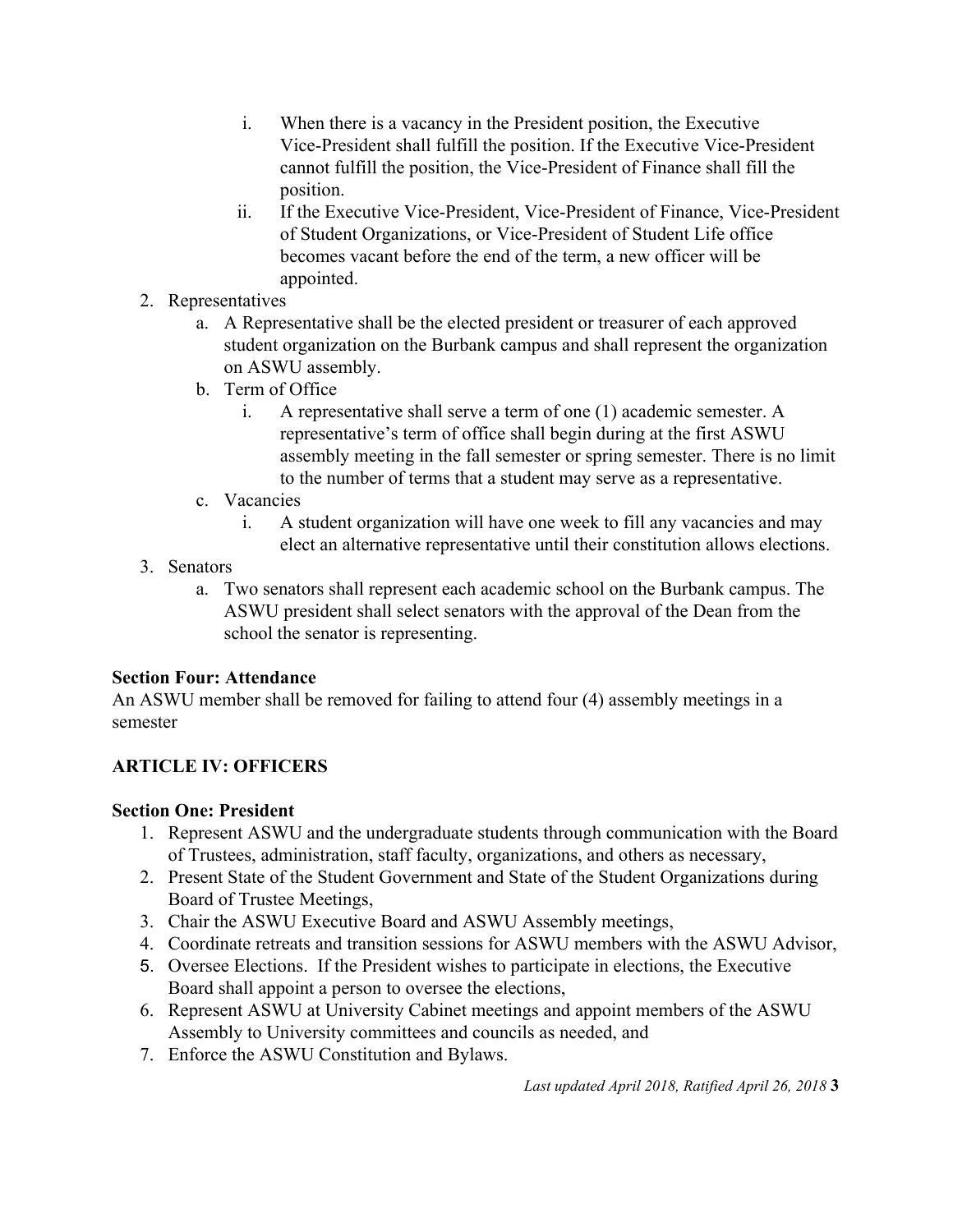i. When there is a vacancy in the President position, the Executive Vice-President shall fulfill the position. If the Executive Vice-President cannot fulfill the position, the Vice-President of Finance shall fill the position.
   ii. If the Executive Vice-President, Vice-President of Finance, Vice-President of Student Organizations, or Vice-President of Student Life office becomes vacant before the end of the term, a new officer will be appointed.

2. Representatives
   a. A Representative shall be the elected president or treasurer of each approved student organization on the Burbank campus and shall represent the organization on ASWU assembly.
   b. Term of Office
      i. A representative shall serve a term of one (1) academic semester. A representative's term of office shall begin during at the first ASWU assembly meeting in the fall semester or spring semester. There is no limit to the number of terms that a student may serve as a representative.
   c. Vacancies
      i. A student organization will have one week to fill any vacancies and may elect an alternative representative until their constitution allows elections.
3. Senators
   a. Two senators shall represent each academic school on the Burbank campus. The ASWU president shall select senators with the approval of the Dean from the school the senator is representing.

**Section Four: Attendance**

An ASWU member shall be removed for failing to attend four (4) assembly meetings in a semester

## ARTICLE IV: OFFICERS

**Section One: President**

1. Represent ASWU and the undergraduate students through communication with the Board of Trustees, administration, staff faculty, organizations, and others as necessary,
2. Present State of the Student Government and State of the Student Organizations during Board of Trustee Meetings,
3. Chair the ASWU Executive Board and ASWU Assembly meetings,
4. Coordinate retreats and transition sessions for ASWU members with the ASWU Advisor,
5. Oversee Elections. If the President wishes to participate in elections, the Executive Board shall appoint a person to oversee the elections,
6. Represent ASWU at University Cabinet meetings and appoint members of the ASWU Assembly to University committees and councils as needed, and
7. Enforce the ASWU Constitution and Bylaws.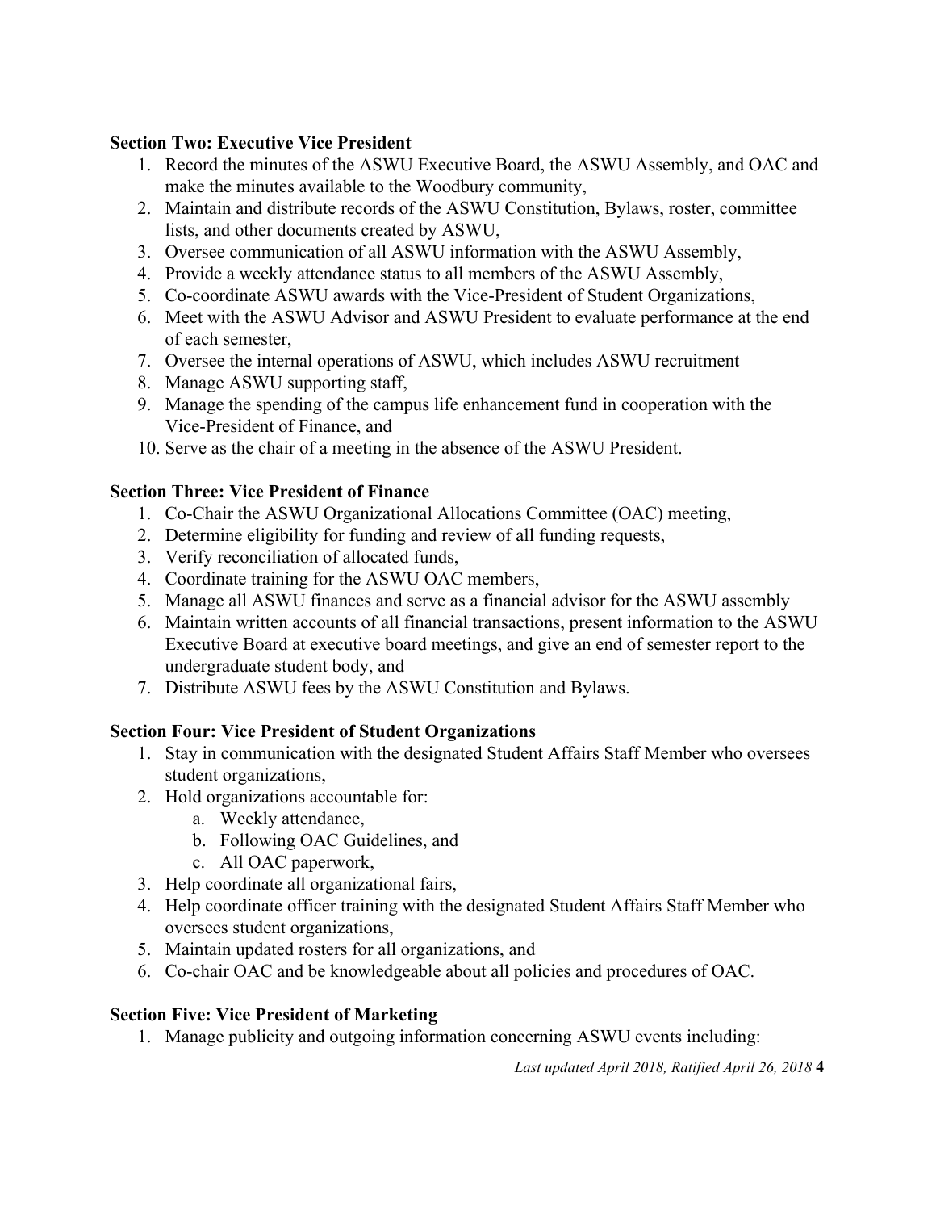**Section Two: Executive Vice President**

1. Record the minutes of the ASWU Executive Board, the ASWU Assembly, and OAC and make the minutes available to the Woodbury community,
2. Maintain and distribute records of the ASWU Constitution, Bylaws, roster, committee lists, and other documents created by ASWU,
3. Oversee communication of all ASWU information with the ASWU Assembly,
4. Provide a weekly attendance status to all members of the ASWU Assembly,
5. Co-coordinate ASWU awards with the Vice-President of Student Organizations,
6. Meet with the ASWU Advisor and ASWU President to evaluate performance at the end of each semester,
7. Oversee the internal operations of ASWU, which includes ASWU recruitment
8. Manage ASWU supporting staff,
9. Manage the spending of the campus life enhancement fund in cooperation with the Vice-President of Finance, and
10. Serve as the chair of a meeting in the absence of the ASWU President.

**Section Three: Vice President of Finance**

1. Co-Chair the ASWU Organizational Allocations Committee (OAC) meeting,
2. Determine eligibility for funding and review of all funding requests,
3. Verify reconciliation of allocated funds,
4. Coordinate training for the ASWU OAC members,
5. Manage all ASWU finances and serve as a financial advisor for the ASWU assembly
6. Maintain written accounts of all financial transactions, present information to the ASWU Executive Board at executive board meetings, and give an end of semester report to the undergraduate student body, and
7. Distribute ASWU fees by the ASWU Constitution and Bylaws.

**Section Four: Vice President of Student Organizations**

1. Stay in communication with the designated Student Affairs Staff Member who oversees student organizations,
2. Hold organizations accountable for:
   a. Weekly attendance,
   b. Following OAC Guidelines, and
   c. All OAC paperwork,
3. Help coordinate all organizational fairs,
4. Help coordinate officer training with the designated Student Affairs Staff Member who oversees student organizations,
5. Maintain updated rosters for all organizations, and
6. Co-chair OAC and be knowledgeable about all policies and procedures of OAC.

**Section Five: Vice President of Marketing**

1. Manage publicity and outgoing information concerning ASWU events including: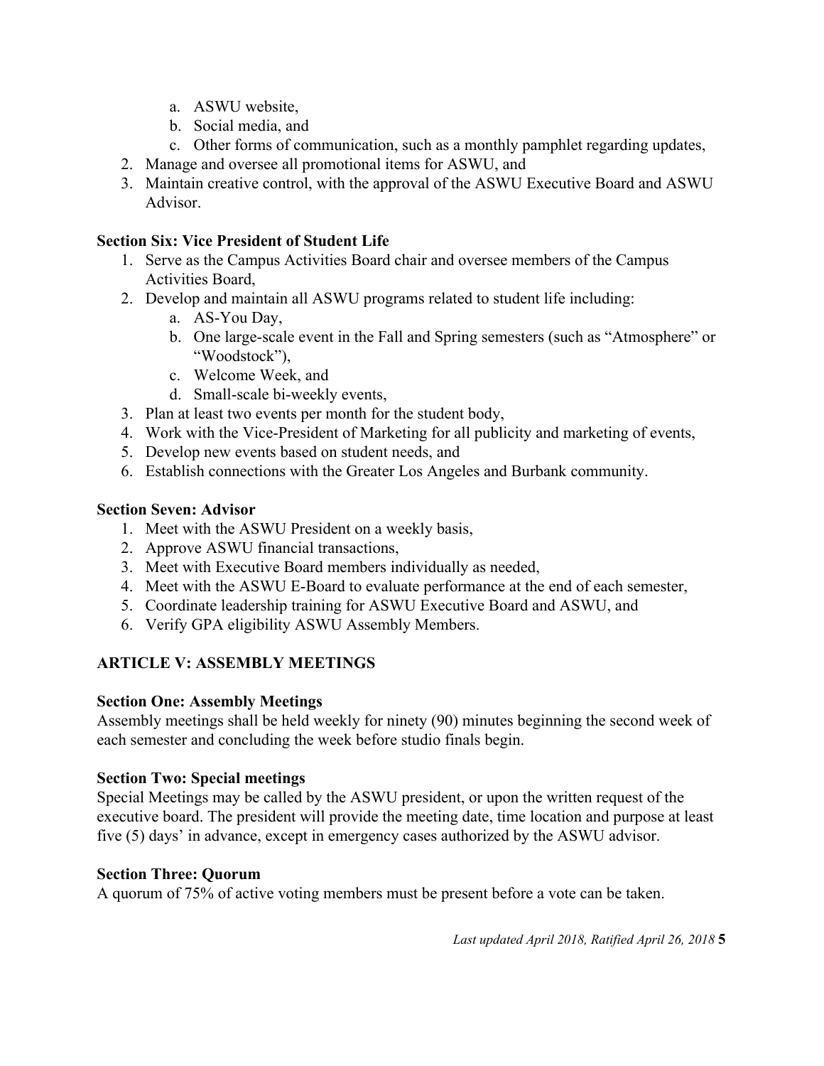a. ASWU website,
   b. Social media, and
   c. Other forms of communication, such as a monthly pamphlet regarding updates,
2. Manage and oversee all promotional items for ASWU, and
3. Maintain creative control, with the approval of the ASWU Executive Board and ASWU Advisor.

**Section Six: Vice President of Student Life**

1. Serve as the Campus Activities Board chair and oversee members of the Campus Activities Board,
2. Develop and maintain all ASWU programs related to student life including:
   a. AS-You Day,
   b. One large-scale event in the Fall and Spring semesters (such as "Atmosphere" or "Woodstock"),
   c. Welcome Week, and
   d. Small-scale bi-weekly events,
3. Plan at least two events per month for the student body,
4. Work with the Vice-President of Marketing for all publicity and marketing of events,
5. Develop new events based on student needs, and
6. Establish connections with the Greater Los Angeles and Burbank community.

**Section Seven: Advisor**

1. Meet with the ASWU President on a weekly basis,
2. Approve ASWU financial transactions,
3. Meet with Executive Board members individually as needed,
4. Meet with the ASWU E-Board to evaluate performance at the end of each semester,
5. Coordinate leadership training for ASWU Executive Board and ASWU, and
6. Verify GPA eligibility ASWU Assembly Members.

## ARTICLE V: ASSEMBLY MEETINGS

**Section One: Assembly Meetings**

Assembly meetings shall be held weekly for ninety (90) minutes beginning the second week of each semester and concluding the week before studio finals begin.

**Section Two: Special meetings**

Special Meetings may be called by the ASWU president, or upon the written request of the executive board. The president will provide the meeting date, time location and purpose at least five (5) days' in advance, except in emergency cases authorized by the ASWU advisor.

**Section Three: Quorum**

A quorum of 75% of active voting members must be present before a vote can be taken.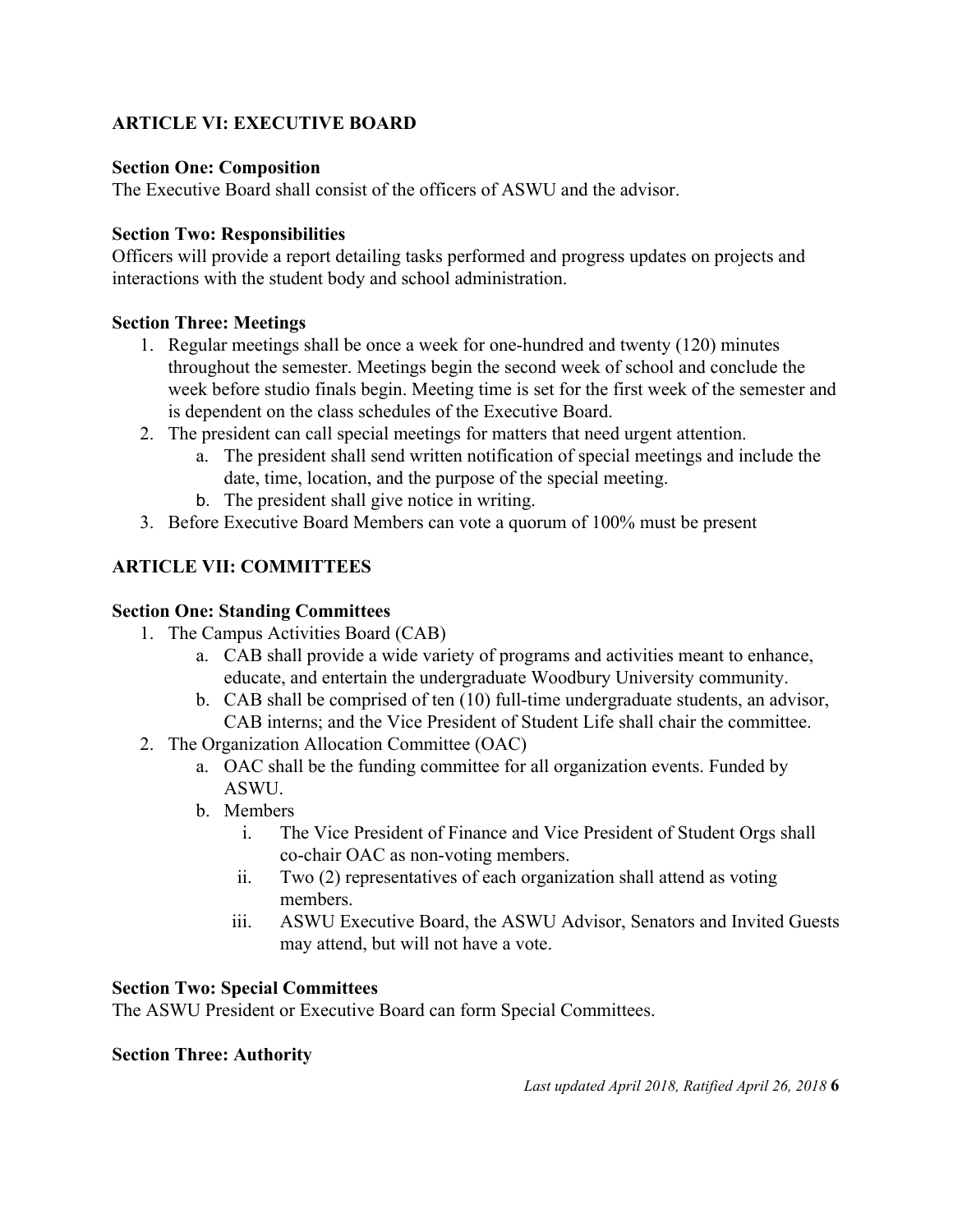## ARTICLE VI: EXECUTIVE BOARD

**Section One: Composition**

The Executive Board shall consist of the officers of ASWU and the advisor.

**Section Two: Responsibilities**

Officers will provide a report detailing tasks performed and progress updates on projects and interactions with the student body and school administration.

**Section Three: Meetings**

1. Regular meetings shall be once a week for one-hundred and twenty (120) minutes throughout the semester. Meetings begin the second week of school and conclude the week before studio finals begin. Meeting time is set for the first week of the semester and is dependent on the class schedules of the Executive Board.
2. The president can call special meetings for matters that need urgent attention.
   a. The president shall send written notification of special meetings and include the date, time, location, and the purpose of the special meeting.
   b. The president shall give notice in writing.
3. Before Executive Board Members can vote a quorum of 100% must be present

## ARTICLE VII: COMMITTEES

**Section One: Standing Committees**

1. The Campus Activities Board (CAB)
   a. CAB shall provide a wide variety of programs and activities meant to enhance, educate, and entertain the undergraduate Woodbury University community.
   b. CAB shall be comprised of ten (10) full-time undergraduate students, an advisor, CAB interns; and the Vice President of Student Life shall chair the committee.
2. The Organization Allocation Committee (OAC)
   a. OAC shall be the funding committee for all organization events. Funded by ASWU.
   b. Members
      i. The Vice President of Finance and Vice President of Student Orgs shall co-chair OAC as non-voting members.
      ii. Two (2) representatives of each organization shall attend as voting members.
      iii. ASWU Executive Board, the ASWU Advisor, Senators and Invited Guests may attend, but will not have a vote.

**Section Two: Special Committees**

The ASWU President or Executive Board can form Special Committees.

**Section Three: Authority**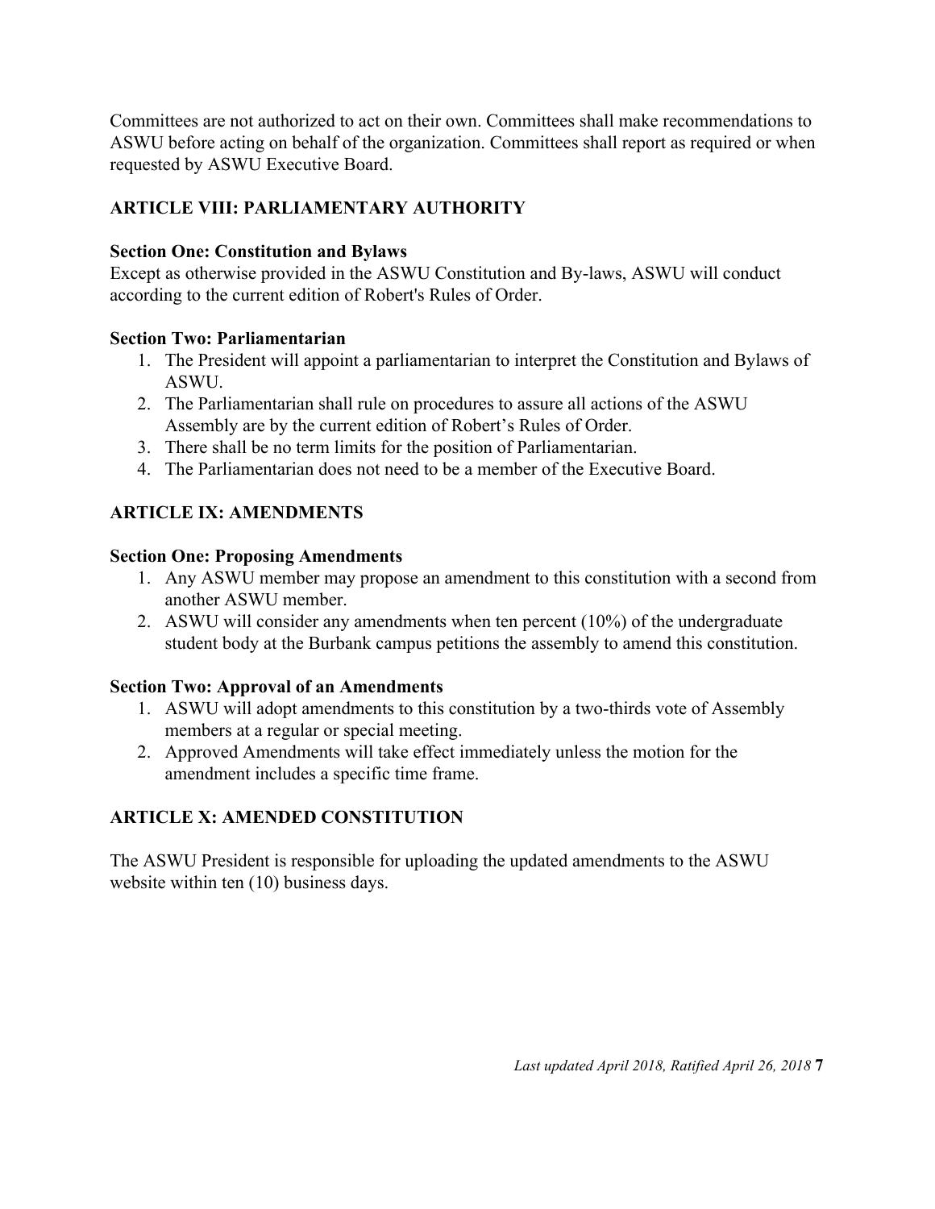Committees are not authorized to act on their own. Committees shall make recommendations to ASWU before acting on behalf of the organization. Committees shall report as required or when requested by ASWU Executive Board.

## ARTICLE VIII: PARLIAMENTARY AUTHORITY

### Section One: Constitution and Bylaws

Except as otherwise provided in the ASWU Constitution and By-laws, ASWU will conduct according to the current edition of Robert's Rules of Order.

### Section Two: Parliamentarian

1. The President will appoint a parliamentarian to interpret the Constitution and Bylaws of ASWU.
2. The Parliamentarian shall rule on procedures to assure all actions of the ASWU Assembly are by the current edition of Robert's Rules of Order.
3. There shall be no term limits for the position of Parliamentarian.
4. The Parliamentarian does not need to be a member of the Executive Board.

## ARTICLE IX: AMENDMENTS

### Section One: Proposing Amendments

1. Any ASWU member may propose an amendment to this constitution with a second from another ASWU member.
2. ASWU will consider any amendments when ten percent (10%) of the undergraduate student body at the Burbank campus petitions the assembly to amend this constitution.

### Section Two: Approval of an Amendments

1. ASWU will adopt amendments to this constitution by a two-thirds vote of Assembly members at a regular or special meeting.
2. Approved Amendments will take effect immediately unless the motion for the amendment includes a specific time frame.

## ARTICLE X: AMENDED CONSTITUTION

The ASWU President is responsible for uploading the updated amendments to the ASWU website within ten (10) business days.

*Last updated April 2018, Ratified April 26, 2018*